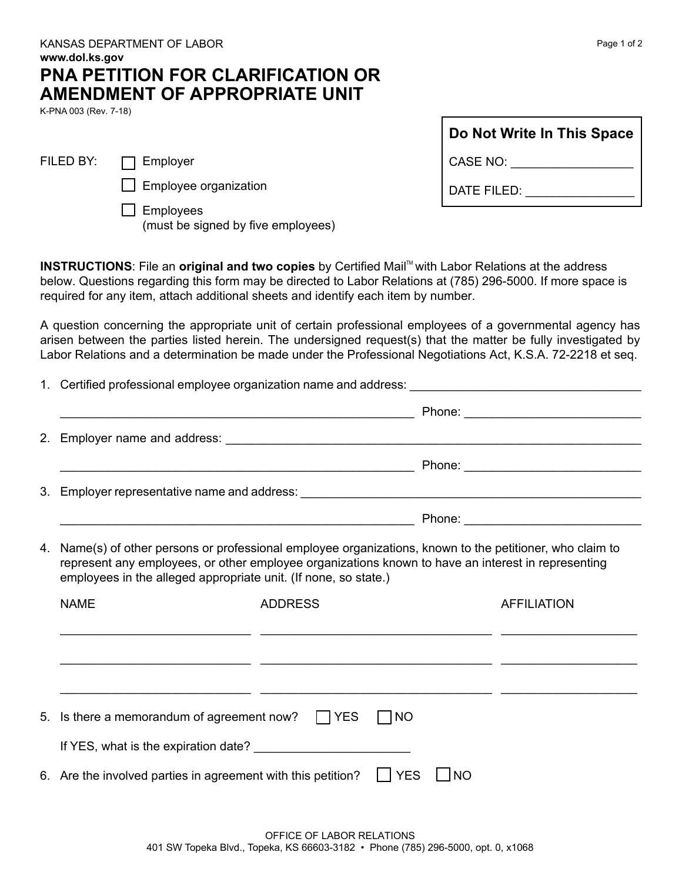KANSAS DEPARTMENT OF LABOR
**www.dol.ks.gov**

# PNA PETITION FOR CLARIFICATION OR AMENDMENT OF APPROPRIATE UNIT

K-PNA 003 (Rev. 7-18)

| Do Not Write In This Space |
|---|
| CASE NO: ________________ |
| DATE FILED: ______________ |

FILED BY:

- ☐ Employer
- ☐ Employee organization
- ☐ Employees (must be signed by five employees)

**INSTRUCTIONS**: File an **original and two copies** by Certified Mail™ with Labor Relations at the address below. Questions regarding this form may be directed to Labor Relations at (785) 296-5000. If more space is required for any item, attach additional sheets and identify each item by number.

A question concerning the appropriate unit of certain professional employees of a governmental agency has arisen between the parties listed herein. The undersigned request(s) that the matter be fully investigated by Labor Relations and a determination be made under the Professional Negotiations Act, K.S.A. 72-2218 et seq.

1. Certified professional employee organization name and address: ______________________________

   ______________________________ Phone: ______________________________

2. Employer name and address: ______________________________

   ______________________________ Phone: ______________________________

3. Employer representative name and address: ______________________________

   ______________________________ Phone: ______________________________

4. Name(s) of other persons or professional employee organizations, known to the petitioner, who claim to represent any employees, or other employee organizations known to have an interest in representing employees in the alleged appropriate unit. (If none, so state.)

| NAME | ADDRESS | AFFILIATION |
|---|---|---|
| | | |
| | | |
| | | |

5. Is there a memorandum of agreement now? ☐ YES ☐ NO

   If YES, what is the expiration date? ______________________

6. Are the involved parties in agreement with this petition? ☐ YES ☐ NO

OFFICE OF LABOR RELATIONS
401 SW Topeka Blvd., Topeka, KS 66603-3182 • Phone (785) 296-5000, opt. 0, x1068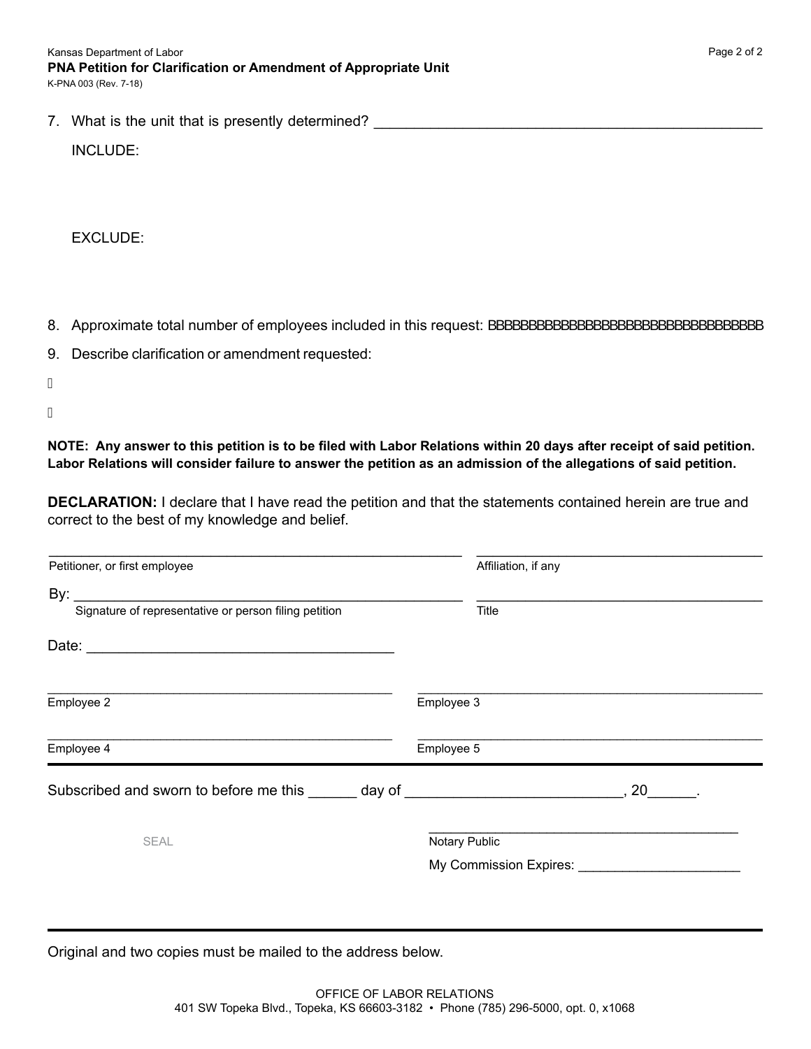Kansas Department of Labor

**PNA Petition for Clarification or Amendment of Appropriate Unit**

K-PNA 003 (Rev. 7-18)

7. What is the unit that is presently determined? ________________________________________________

   INCLUDE:

   EXCLUDE:

8. Approximate total number of employees included in this request: BBBBBBBBBBBBBBBBBBBBBBBBBBBBBBBBB

9. Describe clarification or amendment requested:

**NOTE: Any answer to this petition is to be filed with Labor Relations within 20 days after receipt of said petition. Labor Relations will consider failure to answer the petition as an admission of the allegations of said petition.**

**DECLARATION:** I declare that I have read the petition and that the statements contained herein are true and correct to the best of my knowledge and belief.

______________________________________________________ Petitioner, or first employee

______________________________________ Affiliation, if any

By: ____________________________________________________ Signature of representative or person filing petition

______________________________________ Title

Date: _____________________________________

_____________________________________________ Employee 2

_____________________________________________ Employee 3

_____________________________________________ Employee 4

_____________________________________________ Employee 5

Subscribed and sworn to before me this ______ day of __________________________, 20______.

SEAL

_________________________________________ Notary Public

My Commission Expires: _____________________

Original and two copies must be mailed to the address below.

OFFICE OF LABOR RELATIONS
401 SW Topeka Blvd., Topeka, KS 66603-3182 • Phone (785) 296-5000, opt. 0, x1068